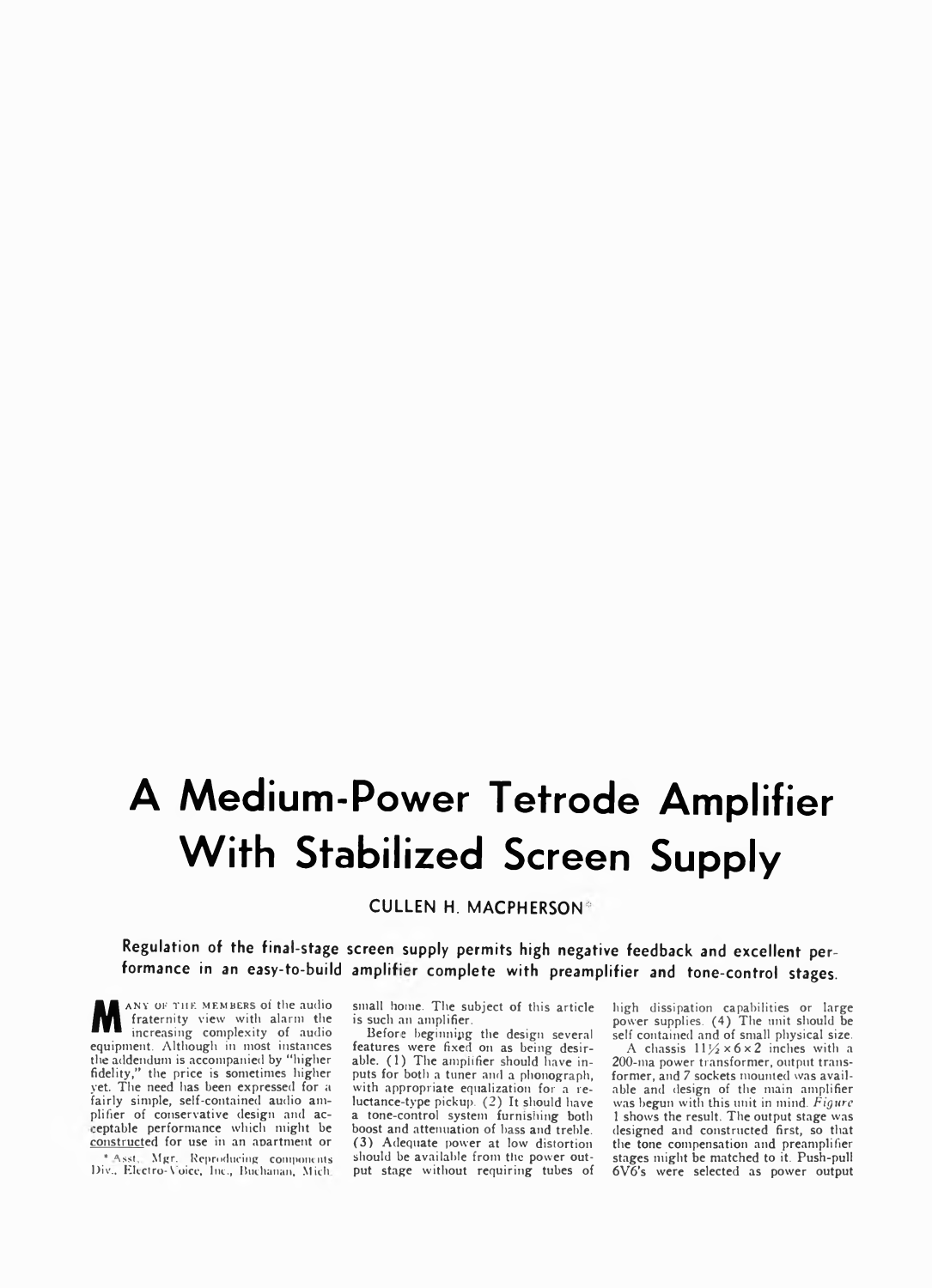# A Medium-Power Tetrode Amplifier With Stabilized Screen Supply

**CULLEN H. MACPHERSON***

**Regulation of the final-stage screen supply permits high negative feedback and excellent performance in an easy-to-build amplifier complete with preamplifier and tone-control stages.**

MANY OF THE MEMBERS of the audio fraternity view with alarm the increasing complexity of audio equipment. Although in most instances the addendum is accompanied by "higher fidelity," the price is sometimes higher yet. The need has been expressed for a fairly simple, self-contained audio amplifier of conservative design and acceptable performance which might be constructed for use in an apartment or small home. The subject of this article is such an amplifier.

Before beginning the design several features were fixed on as being desirable. (1) The amplifier should have inputs for both a tuner and a phonograph, with appropriate equalization for a reluctance-type pickup. (2) It should have a tone-control system furnishing both boost and attenuation of bass and treble. (3) Adequate power at low distortion should be available from the power output stage without requiring tubes of high dissipation capabilities or large power supplies. (4) The unit should be self contained and of small physical size.

A chassis 11½ × 6 × 2 inches with a 200-ma power transformer, output transformer, and 7 sockets mounted was available and design of the main amplifier was begun with this unit in mind. *Figure* 1 shows the result. The output stage was designed and constructed first, so that the tone compensation and preamplifier stages might be matched to it. Push-pull 6V6's were selected as power output

\* Asst. Mgr. Reproducing components Div., Electro-Voice, Inc., Buchanan, Mich.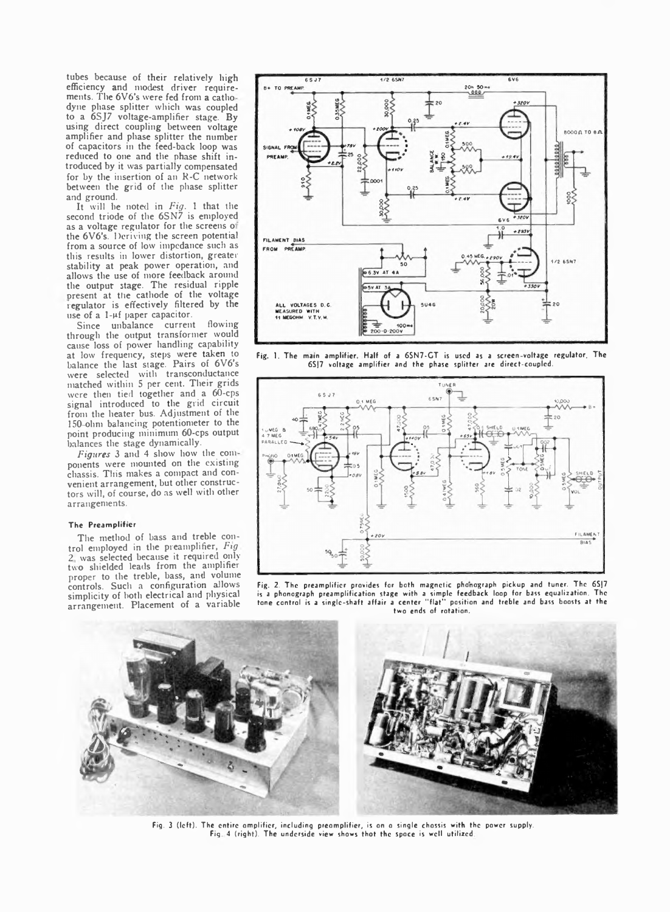tubes because of their relatively high efficiency and modest driver requirements. The 6V6's were fed from a cathodyne phase splitter which was coupled to a 6SJ7 voltage-amplifier stage. By using direct coupling between voltage amplifier and phase splitter the number of capacitors in the feed-back loop was reduced to one and the phase shift introduced by it was partially compensated for by the insertion of an R-C network between the grid of the phase splitter and ground.

It will be noted in *Fig.* 1 that the second triode of the 6SN7 is employed as a voltage regulator for the screens of the 6V6's. Deriving the screen potential from a source of low impedance such as this results in lower distortion, greater stability at peak power operation, and allows the use of more feedback around the output stage. The residual ripple present at the cathode of the voltage regulator is effectively filtered by the use of a 1-μf paper capacitor.

Since unbalance current flowing through the output transformer would cause loss of power handling capability at low frequency, steps were taken to balance the last stage. Pairs of 6V6's were selected with transconductance matched within 5 per cent. Their grids were then tied together and a 60-cps signal introduced to the grid circuit from the heater bus. Adjustment of the 150-ohm balancing potentiometer to the point producing minimum 60-cps output balances the stage dynamically.

*Figures* 3 and 4 show how the components were mounted on the existing chassis. This makes a compact and convenient arrangement, but other constructors will, of course, do as well with other arrangements.

#### The Preamplifier

The method of bass and treble control employed in the preamplifier, *Fig.* 2, was selected because it required only two shielded leads from the amplifier proper to the treble, bass, and volume controls. Such a configuration allows simplicity of both electrical and physical arrangement. Placement of a variable

Fig. 1. The main amplifier. Half of a 6SN7-GT is used as a screen-voltage regulator. The 6SJ7 voltage amplifier and the phase splitter are direct-coupled.

Fig. 2. The preamplifier provides for both magnetic phonograph pickup and tuner. The 6SJ7 is a phonograph preamplification stage with a simple feedback loop for bass equalization. The tone control is a single-shaft affair a center "flat" position and treble and bass boosts at the two ends of rotation.

Fig. 3 (left). The entire amplifier, including preamplifier, is on a single chassis with the power supply. Fig. 4 (right). The underside view shows that the space is well utilized.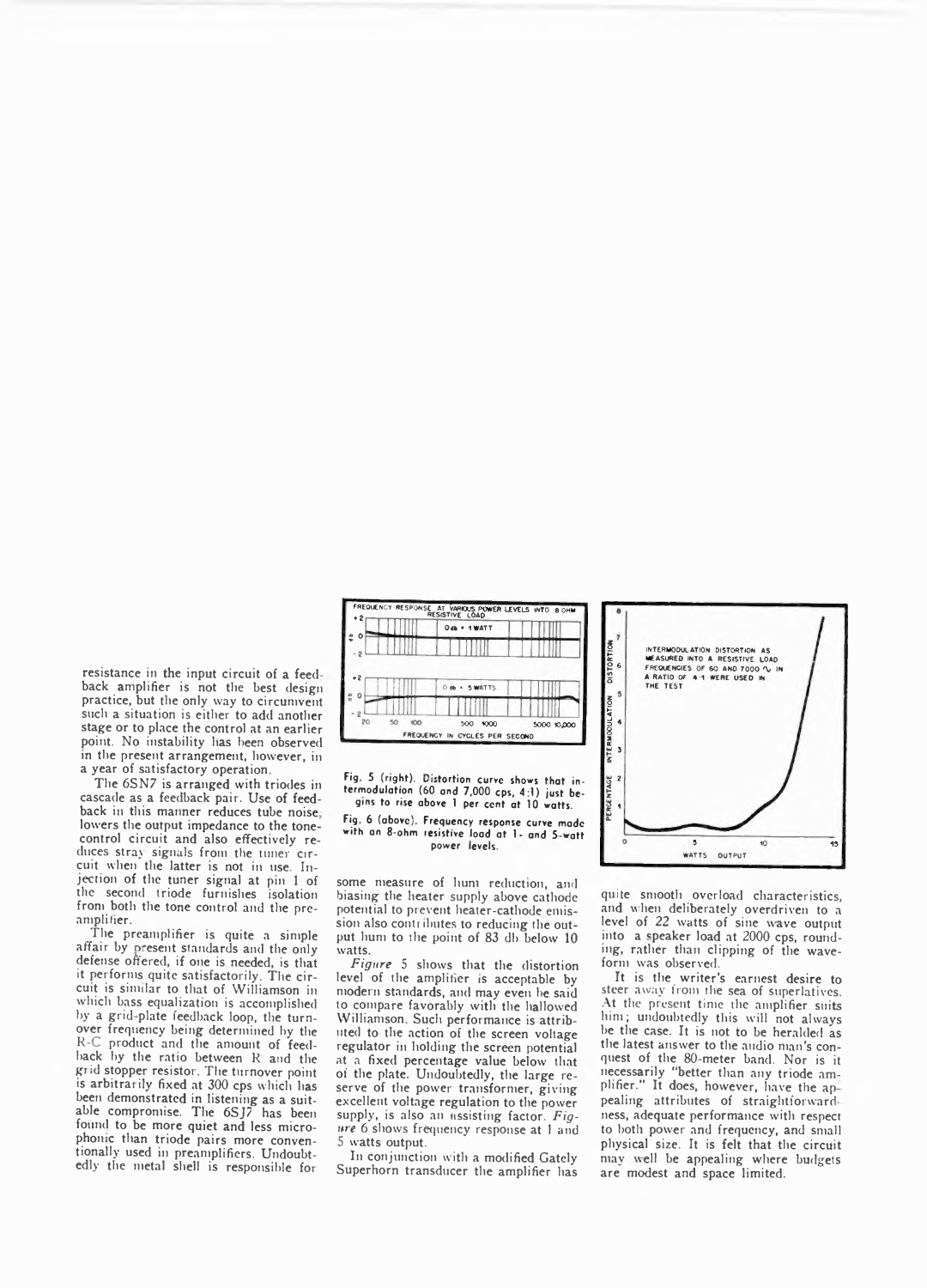resistance in the input circuit of a feedback amplifier is not the best design practice, but the only way to circumvent such a situation is either to add another stage or to place the control at an earlier point. No instability has been observed in the present arrangement, however, in a year of satisfactory operation.

The 6SN7 is arranged with triodes in cascade as a feedback pair. Use of feedback in this manner reduces tube noise, lowers the output impedance to the tone-control circuit and also effectively reduces stray signals from the tuner circuit when the latter is not in use. Injection of the tuner signal at pin 1 of the second triode furnishes isolation from both the tone control and the preamplifier.

The preamplifier is quite a simple affair by present standards and the only defense offered, if one is needed, is that it performs quite satisfactorily. The circuit is similar to that of Williamson in which bass equalization is accomplished by a grid-plate feedback loop, the turnover frequency being determined by the R-C product and the amount of feedback by the ratio between R and the grid stopper resistor. The turnover point is arbitrarily fixed at 300 cps which has been demonstrated in listening as a suitable compromise. The 6SJ7 has been found to be more quiet and less microphonic than triode pairs more conventionally used in preamplifiers. Undoubtedly the metal shell is responsible for some measure of hum reduction, and biasing the heater supply above cathode potential to prevent heater-cathode emission also contributes to reducing the output hum to the point of 83 db below 10 watts.

FREQUENCY RESPONSE AT VARIOUS POWER LEVELS INTO 8 OHM RESISTIVE LOAD

0 db = 1 WATT

0 db = 5 WATTS

FREQUENCY IN CYCLES PER SECOND

Fig. 5 (right). Distortion curve shows that intermodulation (60 and 7,000 cps, 4:1) just begins to rise above 1 per cent at 10 watts.

Fig. 6 (above). Frequency response curve made with an 8-ohm resistive load at 1- and 5-watt power levels.

INTERMODULATION DISTORTION AS MEASURED INTO A RESISTIVE LOAD FREQUENCIES OF 60 AND 7000 ∿ IN A RATIO OF 4:1 WERE USED IN THE TEST

PERCENTAGE INTERMODULATION DISTORTION

WATTS OUTPUT

*Figure* 5 shows that the distortion level of the amplifier is acceptable by modern standards, and may even be said to compare favorably with the hallowed Williamson. Such performance is attributed to the action of the screen voltage regulator in holding the screen potential at a fixed percentage value below that of the plate. Undoubtedly, the large reserve of the power transformer, giving excellent voltage regulation to the power supply, is also an assisting factor. *Figure* 6 shows frequency response at 1 and 5 watts output.

In conjunction with a modified Gately Superhorn transducer the amplifier has quite smooth overload characteristics, and when deliberately overdriven to a level of 22 watts of sine wave output into a speaker load at 2000 cps, rounding, rather than clipping of the waveform was observed.

It is the writer's earnest desire to steer away from the sea of superlatives. At the present time the amplifier suits him; undoubtedly this will not always be the case. It is not to be heralded as the latest answer to the audio man's conquest of the 80-meter band. Nor is it necessarily "better than any triode amplifier." It does, however, have the appealing attributes of straightforwardness, adequate performance with respect to both power and frequency, and small physical size. It is felt that the circuit may well be appealing where budgets are modest and space limited.